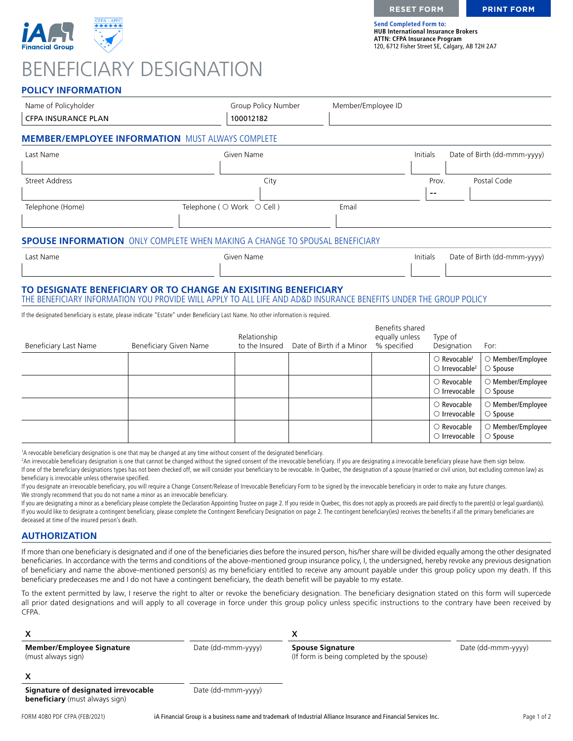RESET FORM | PRINT FORM

**Send Completed Form to:**
**HUB International Insurance Brokers**
**ATTN: CFPA Insurance Program**
120, 6712 Fisher Street SE, Calgary, AB T2H 2A7

# BENEFICIARY DESIGNATION

## POLICY INFORMATION

| Name of Policyholder | Group Policy Number | Member/Employee ID |
|---|---|---|
| CFPA INSURANCE PLAN | 100012182 | |

## MEMBER/EMPLOYEE INFORMATION MUST ALWAYS COMPLETE

| Last Name | Given Name | Initials | Date of Birth (dd-mmm-yyyy) |
|---|---|---|---|
| | | | |

| Street Address | City | Prov. | Postal Code |
|---|---|---|---|
| | | -- | |

| Telephone (Home) | Telephone ( ○ Work ○ Cell ) | Email |
|---|---|---|
| | | |

## SPOUSE INFORMATION ONLY COMPLETE WHEN MAKING A CHANGE TO SPOUSAL BENEFICIARY

| Last Name | Given Name | Initials | Date of Birth (dd-mmm-yyyy) |
|---|---|---|---|
| | | | |

## TO DESIGNATE BENEFICIARY OR TO CHANGE AN EXISITING BENEFICIARY

THE BENEFICIARY INFORMATION YOU PROVIDE WILL APPLY TO ALL LIFE AND AD&D INSURANCE BENEFITS UNDER THE GROUP POLICY

If the designated beneficiary is estate, please indicate "Estate" under Beneficiary Last Name. No other information is required.

| Beneficiary Last Name | Beneficiary Given Name | Relationship to the Insured | Date of Birth if a Minor | Benefits shared equally unless % specified | Type of Designation | For: |
|---|---|---|---|---|---|---|
| | | | | | ○ Revocable[1] ○ Irrevocable[2] | ○ Member/Employee ○ Spouse |
| | | | | | ○ Revocable ○ Irrevocable | ○ Member/Employee ○ Spouse |
| | | | | | ○ Revocable ○ Irrevocable | ○ Member/Employee ○ Spouse |
| | | | | | ○ Revocable ○ Irrevocable | ○ Member/Employee ○ Spouse |

[1]A revocable beneficiary designation is one that may be changed at any time without consent of the designated beneficiary.
[2]An irrevocable beneficiary designation is one that cannot be changed without the signed consent of the irrevocable beneficiary. If you are designating a irrevocable beneficiary please have them sign below.
If one of the beneficiary designations types has not been checked off, we will consider your beneficiary to be revocable. In Quebec, the designation of a spouse (married or civil union, but excluding common law) as beneficiary is irrevocable unless otherwise specified.
If you designate an irrevocable beneficiary, you will require a Change Consent/Release of Irrevocable Beneficiary Form to be signed by the irrevocable beneficiary in order to make any future changes.
We strongly recommend that you do not name a minor as an irrevocable beneficiary.
If you are designating a minor as a beneficiary please complete the Declaration Appointing Trustee on page 2. If you reside in Quebec, this does not apply as proceeds are paid directly to the parent(s) or legal guardian(s).
If you would like to designate a contingent beneficiary, please complete the Contingent Beneficiary Designation on page 2. The contingent beneficiary(ies) receives the benefits if all the primary beneficiaries are deceased at time of the insured person's death.

## AUTHORIZATION

If more than one beneficiary is designated and if one of the beneficiaries dies before the insured person, his/her share will be divided equally among the other designated beneficiaries. In accordance with the terms and conditions of the above-mentioned group insurance policy, I, the undersigned, hereby revoke any previous designation of beneficiary and name the above-mentioned person(s) as my beneficiary entitled to receive any amount payable under this group policy upon my death. If this beneficiary predeceases me and I do not have a contingent beneficiary, the death benefit will be payable to my estate.

To the extent permitted by law, I reserve the right to alter or revoke the beneficiary designation. The beneficiary designation stated on this form will supercede all prior dated designations and will apply to all coverage in force under this group policy unless specific instructions to the contrary have been received by CFPA.

X ______________________ Date (dd-mmm-yyyy)
**Member/Employee Signature** (must always sign)

X ______________________ Date (dd-mmm-yyyy)
**Spouse Signature** (If form is being completed by the spouse)

X ______________________ Date (dd-mmm-yyyy)
**Signature of designated irrevocable beneficiary** (must always sign)

FORM 4080 PDF CFPA (FEB/2021) iA Financial Group is a business name and trademark of Industrial Alliance Insurance and Financial Services Inc.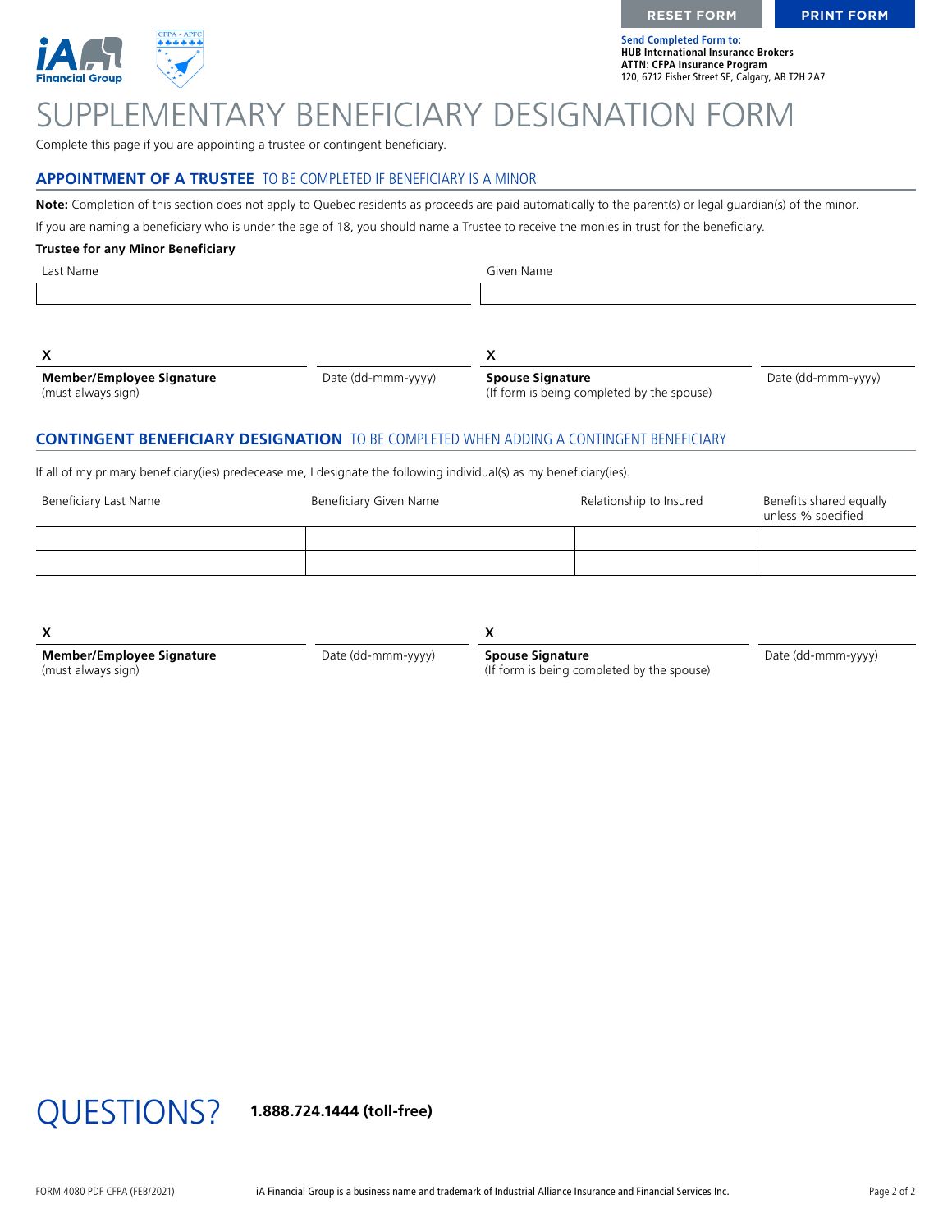RESET FORM PRINT FORM

**Send Completed Form to:**
**HUB International Insurance Brokers**
**ATTN: CFPA Insurance Program**
120, 6712 Fisher Street SE, Calgary, AB T2H 2A7

# SUPPLEMENTARY BENEFICIARY DESIGNATION FORM

Complete this page if you are appointing a trustee or contingent beneficiary.

## APPOINTMENT OF A TRUSTEE TO BE COMPLETED IF BENEFICIARY IS A MINOR

**Note:** Completion of this section does not apply to Quebec residents as proceeds are paid automatically to the parent(s) or legal guardian(s) of the minor.

If you are naming a beneficiary who is under the age of 18, you should name a Trustee to receive the monies in trust for the beneficiary.

**Trustee for any Minor Beneficiary**

| Last Name | Given Name |
|---|---|
| | |

X

**Member/Employee Signature** (must always sign) — Date (dd-mmm-yyyy)

X

**Spouse Signature** (If form is being completed by the spouse) — Date (dd-mmm-yyyy)

## CONTINGENT BENEFICIARY DESIGNATION TO BE COMPLETED WHEN ADDING A CONTINGENT BENEFICIARY

If all of my primary beneficiary(ies) predecease me, I designate the following individual(s) as my beneficiary(ies).

| Beneficiary Last Name | Beneficiary Given Name | Relationship to Insured | Benefits shared equally unless % specified |
|---|---|---|---|
| | | | |
| | | | |

X

**Member/Employee Signature** (must always sign) — Date (dd-mmm-yyyy)

X

**Spouse Signature** (If form is being completed by the spouse) — Date (dd-mmm-yyyy)

# QUESTIONS? **1.888.724.1444 (toll-free)**

FORM 4080 PDF CFPA (FEB/2021)

iA Financial Group is a business name and trademark of Industrial Alliance Insurance and Financial Services Inc.